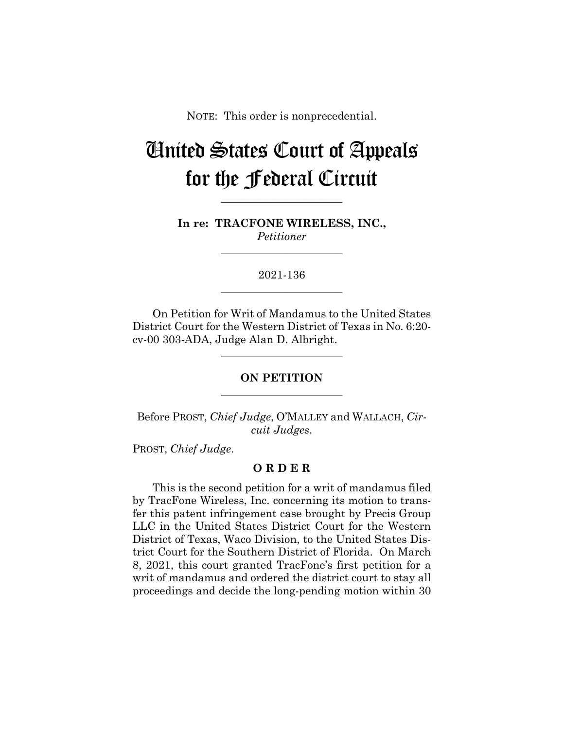NOTE: This order is nonprecedential.

# United States Court of Appeals for the Federal Circuit

---

**In re: TRACFONE WIRELESS, INC.,**
*Petitioner*

---

2021-136

---

On Petition for Writ of Mandamus to the United States District Court for the Western District of Texas in No. 6:20-cv-00 303-ADA, Judge Alan D. Albright.

---

**ON PETITION**

---

Before PROST, *Chief Judge*, O'MALLEY and WALLACH, *Circuit Judges*.

PROST, *Chief Judge*.

**O R D E R**

This is the second petition for a writ of mandamus filed by TracFone Wireless, Inc. concerning its motion to transfer this patent infringement case brought by Precis Group LLC in the United States District Court for the Western District of Texas, Waco Division, to the United States District Court for the Southern District of Florida. On March 8, 2021, this court granted TracFone's first petition for a writ of mandamus and ordered the district court to stay all proceedings and decide the long-pending motion within 30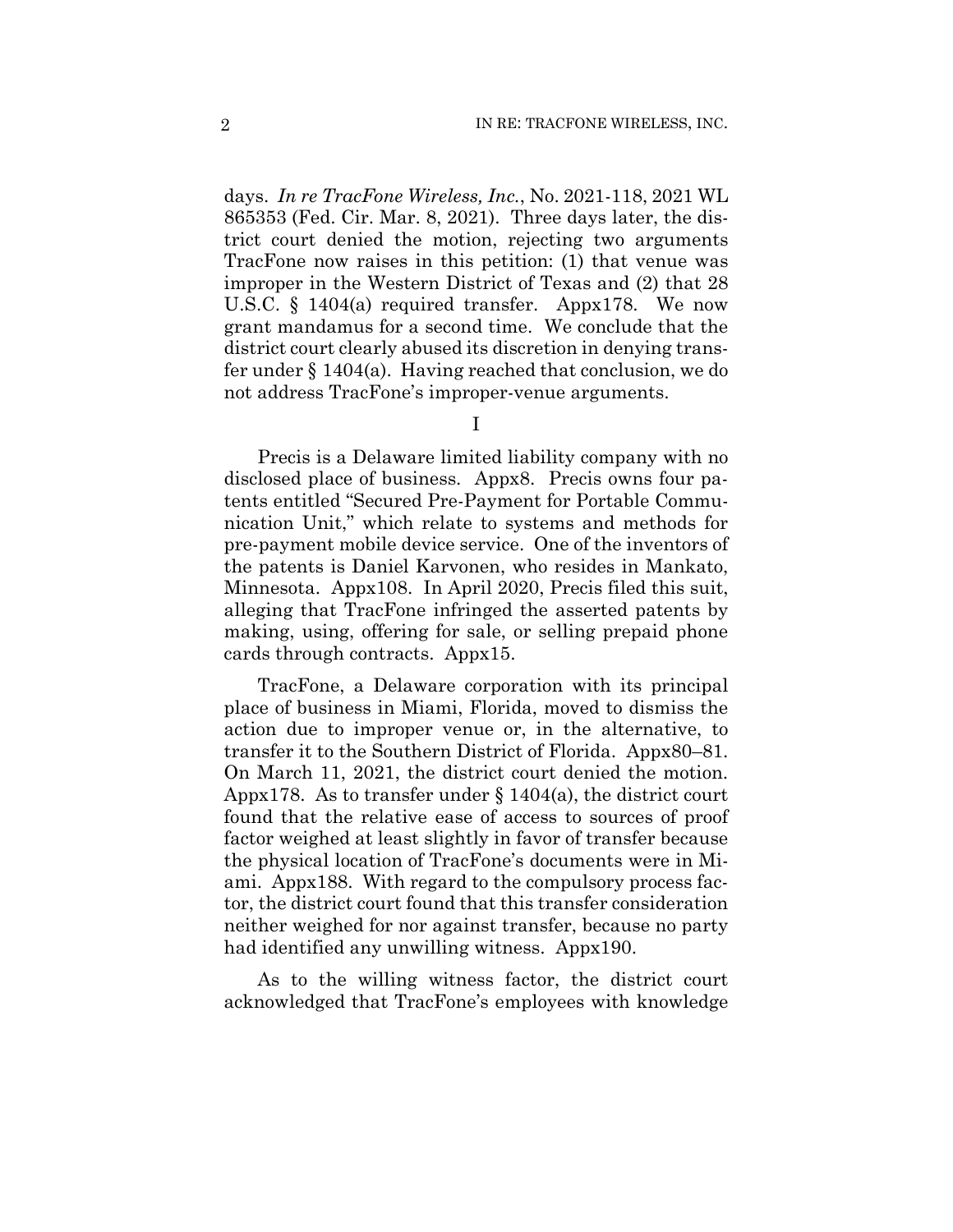days. *In re TracFone Wireless, Inc.*, No. 2021-118, 2021 WL 865353 (Fed. Cir. Mar. 8, 2021). Three days later, the district court denied the motion, rejecting two arguments TracFone now raises in this petition: (1) that venue was improper in the Western District of Texas and (2) that 28 U.S.C. § 1404(a) required transfer. Appx178. We now grant mandamus for a second time. We conclude that the district court clearly abused its discretion in denying transfer under § 1404(a). Having reached that conclusion, we do not address TracFone's improper-venue arguments.

I

Precis is a Delaware limited liability company with no disclosed place of business. Appx8. Precis owns four patents entitled "Secured Pre-Payment for Portable Communication Unit," which relate to systems and methods for pre-payment mobile device service. One of the inventors of the patents is Daniel Karvonen, who resides in Mankato, Minnesota. Appx108. In April 2020, Precis filed this suit, alleging that TracFone infringed the asserted patents by making, using, offering for sale, or selling prepaid phone cards through contracts. Appx15.

TracFone, a Delaware corporation with its principal place of business in Miami, Florida, moved to dismiss the action due to improper venue or, in the alternative, to transfer it to the Southern District of Florida. Appx80–81. On March 11, 2021, the district court denied the motion. Appx178. As to transfer under § 1404(a), the district court found that the relative ease of access to sources of proof factor weighed at least slightly in favor of transfer because the physical location of TracFone's documents were in Miami. Appx188. With regard to the compulsory process factor, the district court found that this transfer consideration neither weighed for nor against transfer, because no party had identified any unwilling witness. Appx190.

As to the willing witness factor, the district court acknowledged that TracFone's employees with knowledge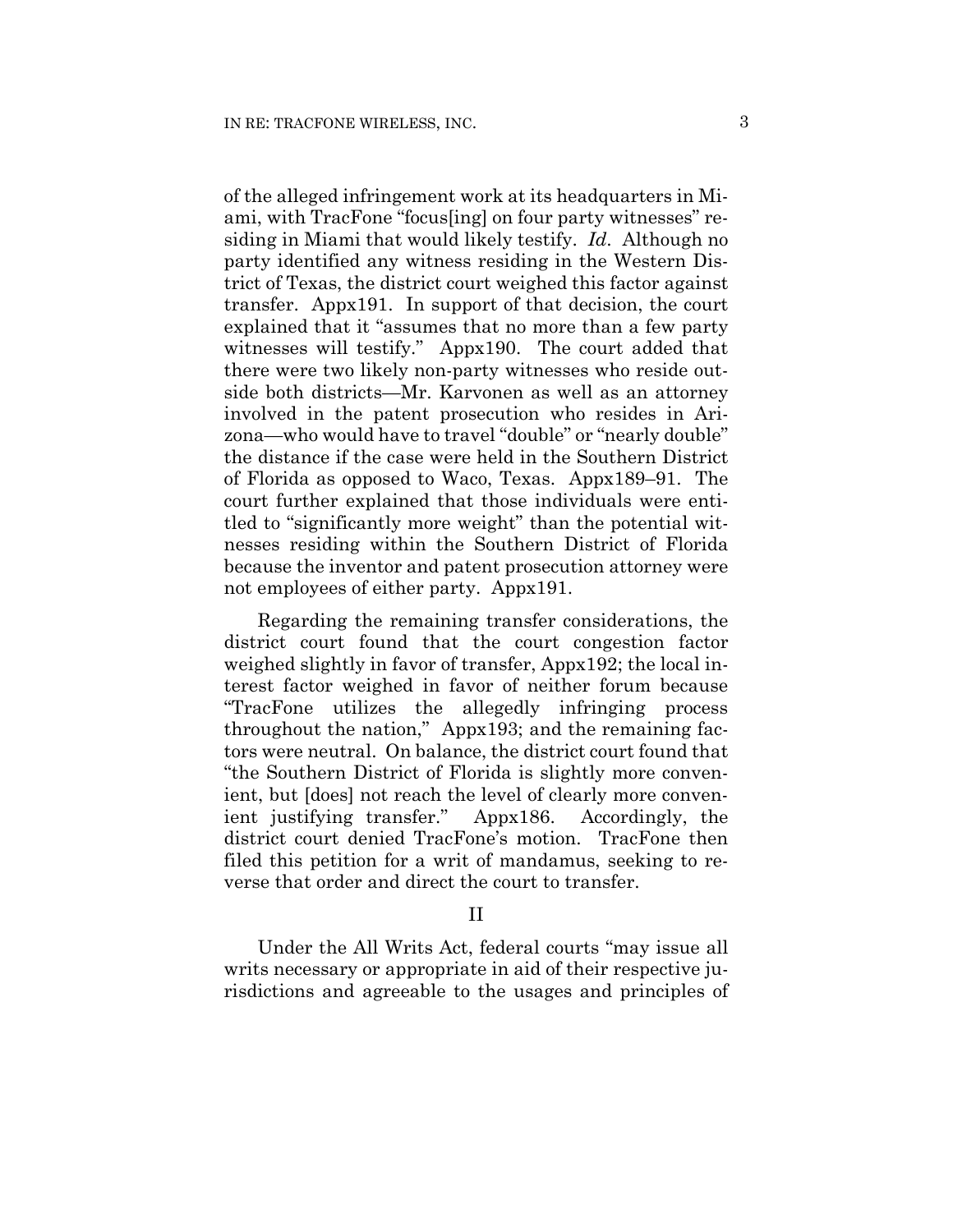of the alleged infringement work at its headquarters in Miami, with TracFone "focus[ing] on four party witnesses" residing in Miami that would likely testify. *Id*. Although no party identified any witness residing in the Western District of Texas, the district court weighed this factor against transfer. Appx191. In support of that decision, the court explained that it "assumes that no more than a few party witnesses will testify." Appx190. The court added that there were two likely non-party witnesses who reside outside both districts—Mr. Karvonen as well as an attorney involved in the patent prosecution who resides in Arizona—who would have to travel "double" or "nearly double" the distance if the case were held in the Southern District of Florida as opposed to Waco, Texas. Appx189–91. The court further explained that those individuals were entitled to "significantly more weight" than the potential witnesses residing within the Southern District of Florida because the inventor and patent prosecution attorney were not employees of either party. Appx191.

Regarding the remaining transfer considerations, the district court found that the court congestion factor weighed slightly in favor of transfer, Appx192; the local interest factor weighed in favor of neither forum because "TracFone utilizes the allegedly infringing process throughout the nation," Appx193; and the remaining factors were neutral. On balance, the district court found that "the Southern District of Florida is slightly more convenient, but [does] not reach the level of clearly more convenient justifying transfer." Appx186. Accordingly, the district court denied TracFone's motion. TracFone then filed this petition for a writ of mandamus, seeking to reverse that order and direct the court to transfer.

## II

Under the All Writs Act, federal courts "may issue all writs necessary or appropriate in aid of their respective jurisdictions and agreeable to the usages and principles of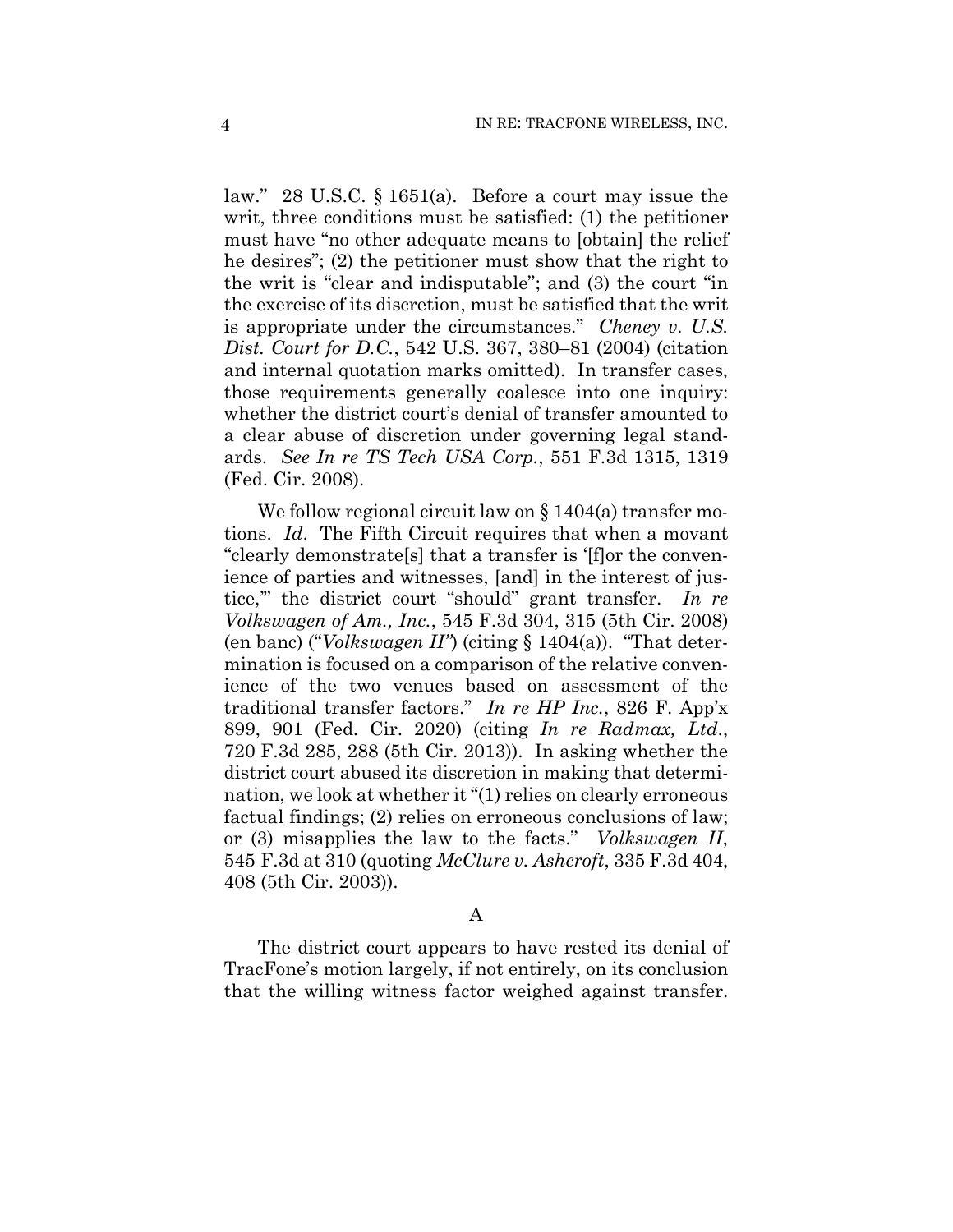law." 28 U.S.C. § 1651(a). Before a court may issue the writ, three conditions must be satisfied: (1) the petitioner must have "no other adequate means to [obtain] the relief he desires"; (2) the petitioner must show that the right to the writ is "clear and indisputable"; and (3) the court "in the exercise of its discretion, must be satisfied that the writ is appropriate under the circumstances." *Cheney v. U.S. Dist. Court for D.C.*, 542 U.S. 367, 380–81 (2004) (citation and internal quotation marks omitted). In transfer cases, those requirements generally coalesce into one inquiry: whether the district court's denial of transfer amounted to a clear abuse of discretion under governing legal standards. *See In re TS Tech USA Corp.*, 551 F.3d 1315, 1319 (Fed. Cir. 2008).

We follow regional circuit law on § 1404(a) transfer motions. *Id.* The Fifth Circuit requires that when a movant "clearly demonstrate[s] that a transfer is '[f]or the convenience of parties and witnesses, [and] in the interest of justice,'" the district court "should" grant transfer. *In re Volkswagen of Am., Inc.*, 545 F.3d 304, 315 (5th Cir. 2008) (en banc) ("*Volkswagen II*") (citing § 1404(a)). "That determination is focused on a comparison of the relative convenience of the two venues based on assessment of the traditional transfer factors." *In re HP Inc.*, 826 F. App'x 899, 901 (Fed. Cir. 2020) (citing *In re Radmax, Ltd.*, 720 F.3d 285, 288 (5th Cir. 2013)). In asking whether the district court abused its discretion in making that determination, we look at whether it "(1) relies on clearly erroneous factual findings; (2) relies on erroneous conclusions of law; or (3) misapplies the law to the facts." *Volkswagen II*, 545 F.3d at 310 (quoting *McClure v. Ashcroft*, 335 F.3d 404, 408 (5th Cir. 2003)).

## A

The district court appears to have rested its denial of TracFone's motion largely, if not entirely, on its conclusion that the willing witness factor weighed against transfer.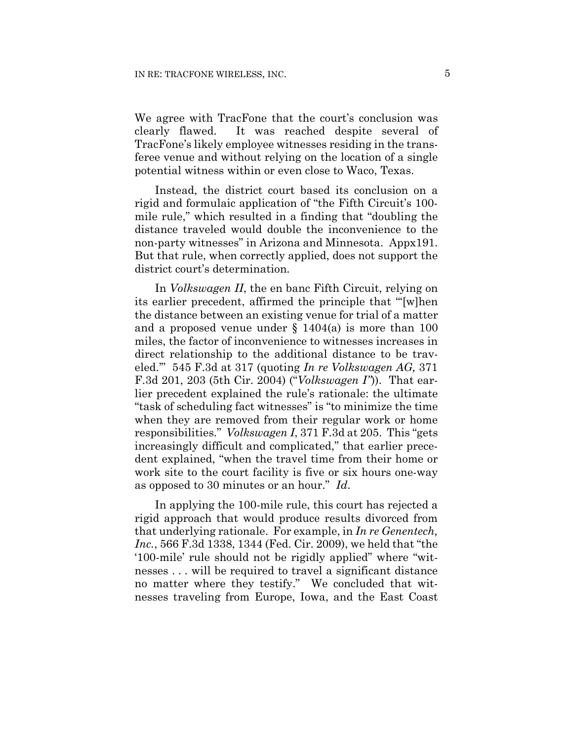We agree with TracFone that the court's conclusion was clearly flawed. It was reached despite several of TracFone's likely employee witnesses residing in the transferee venue and without relying on the location of a single potential witness within or even close to Waco, Texas.

Instead, the district court based its conclusion on a rigid and formulaic application of "the Fifth Circuit's 100-mile rule," which resulted in a finding that "doubling the distance traveled would double the inconvenience to the non-party witnesses" in Arizona and Minnesota. Appx191. But that rule, when correctly applied, does not support the district court's determination.

In *Volkswagen II*, the en banc Fifth Circuit, relying on its earlier precedent, affirmed the principle that "'[w]hen the distance between an existing venue for trial of a matter and a proposed venue under § 1404(a) is more than 100 miles, the factor of inconvenience to witnesses increases in direct relationship to the additional distance to be traveled.'" 545 F.3d at 317 (quoting *In re Volkswagen AG,* 371 F.3d 201, 203 (5th Cir. 2004) ("*Volkswagen I*")). That earlier precedent explained the rule's rationale: the ultimate "task of scheduling fact witnesses" is "to minimize the time when they are removed from their regular work or home responsibilities." *Volkswagen I*, 371 F.3d at 205. This "gets increasingly difficult and complicated," that earlier precedent explained, "when the travel time from their home or work site to the court facility is five or six hours one-way as opposed to 30 minutes or an hour." *Id*.

In applying the 100-mile rule, this court has rejected a rigid approach that would produce results divorced from that underlying rationale. For example, in *In re Genentech, Inc.*, 566 F.3d 1338, 1344 (Fed. Cir. 2009), we held that "the '100-mile' rule should not be rigidly applied" where "witnesses . . . will be required to travel a significant distance no matter where they testify." We concluded that witnesses traveling from Europe, Iowa, and the East Coast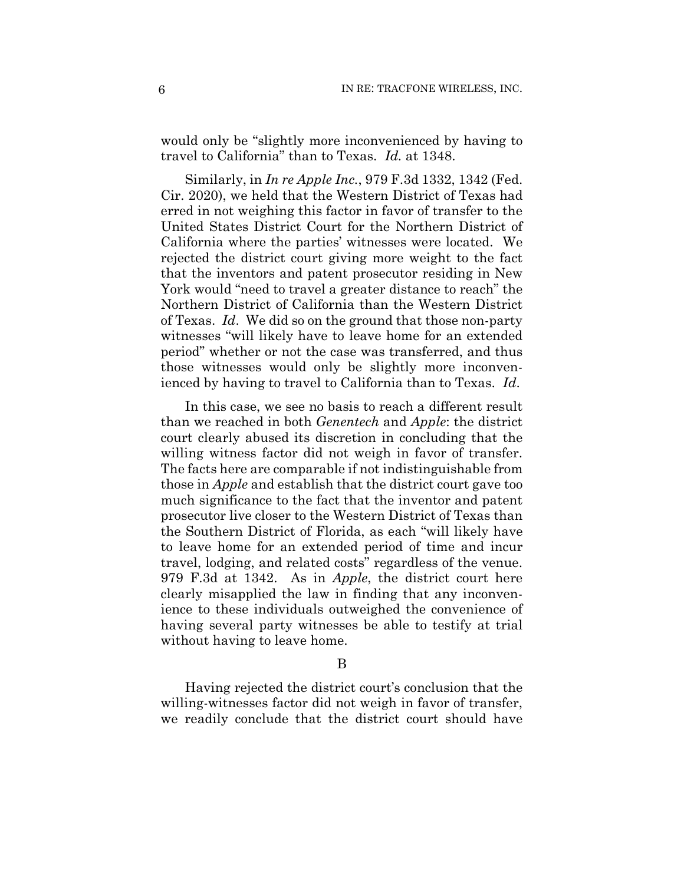would only be "slightly more inconvenienced by having to travel to California" than to Texas. *Id.* at 1348.

Similarly, in *In re Apple Inc.*, 979 F.3d 1332, 1342 (Fed. Cir. 2020), we held that the Western District of Texas had erred in not weighing this factor in favor of transfer to the United States District Court for the Northern District of California where the parties' witnesses were located. We rejected the district court giving more weight to the fact that the inventors and patent prosecutor residing in New York would "need to travel a greater distance to reach" the Northern District of California than the Western District of Texas. *Id*. We did so on the ground that those non-party witnesses "will likely have to leave home for an extended period" whether or not the case was transferred, and thus those witnesses would only be slightly more inconvenienced by having to travel to California than to Texas. *Id*.

In this case, we see no basis to reach a different result than we reached in both *Genentech* and *Apple*: the district court clearly abused its discretion in concluding that the willing witness factor did not weigh in favor of transfer. The facts here are comparable if not indistinguishable from those in *Apple* and establish that the district court gave too much significance to the fact that the inventor and patent prosecutor live closer to the Western District of Texas than the Southern District of Florida, as each "will likely have to leave home for an extended period of time and incur travel, lodging, and related costs" regardless of the venue. 979 F.3d at 1342. As in *Apple*, the district court here clearly misapplied the law in finding that any inconvenience to these individuals outweighed the convenience of having several party witnesses be able to testify at trial without having to leave home.

B

Having rejected the district court's conclusion that the willing-witnesses factor did not weigh in favor of transfer, we readily conclude that the district court should have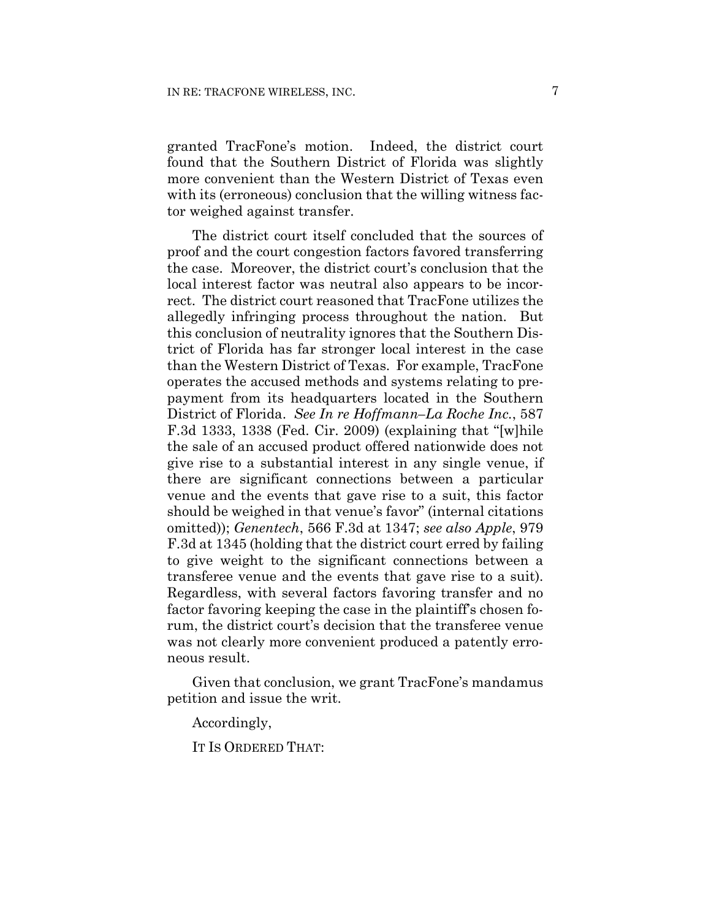granted TracFone's motion. Indeed, the district court found that the Southern District of Florida was slightly more convenient than the Western District of Texas even with its (erroneous) conclusion that the willing witness factor weighed against transfer.

The district court itself concluded that the sources of proof and the court congestion factors favored transferring the case. Moreover, the district court's conclusion that the local interest factor was neutral also appears to be incorrect. The district court reasoned that TracFone utilizes the allegedly infringing process throughout the nation. But this conclusion of neutrality ignores that the Southern District of Florida has far stronger local interest in the case than the Western District of Texas. For example, TracFone operates the accused methods and systems relating to prepayment from its headquarters located in the Southern District of Florida. *See In re Hoffmann–La Roche Inc.*, 587 F.3d 1333, 1338 (Fed. Cir. 2009) (explaining that "[w]hile the sale of an accused product offered nationwide does not give rise to a substantial interest in any single venue, if there are significant connections between a particular venue and the events that gave rise to a suit, this factor should be weighed in that venue's favor" (internal citations omitted)); *Genentech*, 566 F.3d at 1347; *see also Apple*, 979 F.3d at 1345 (holding that the district court erred by failing to give weight to the significant connections between a transferee venue and the events that gave rise to a suit). Regardless, with several factors favoring transfer and no factor favoring keeping the case in the plaintiff's chosen forum, the district court's decision that the transferee venue was not clearly more convenient produced a patently erroneous result.

Given that conclusion, we grant TracFone's mandamus petition and issue the writ.

Accordingly,

IT IS ORDERED THAT: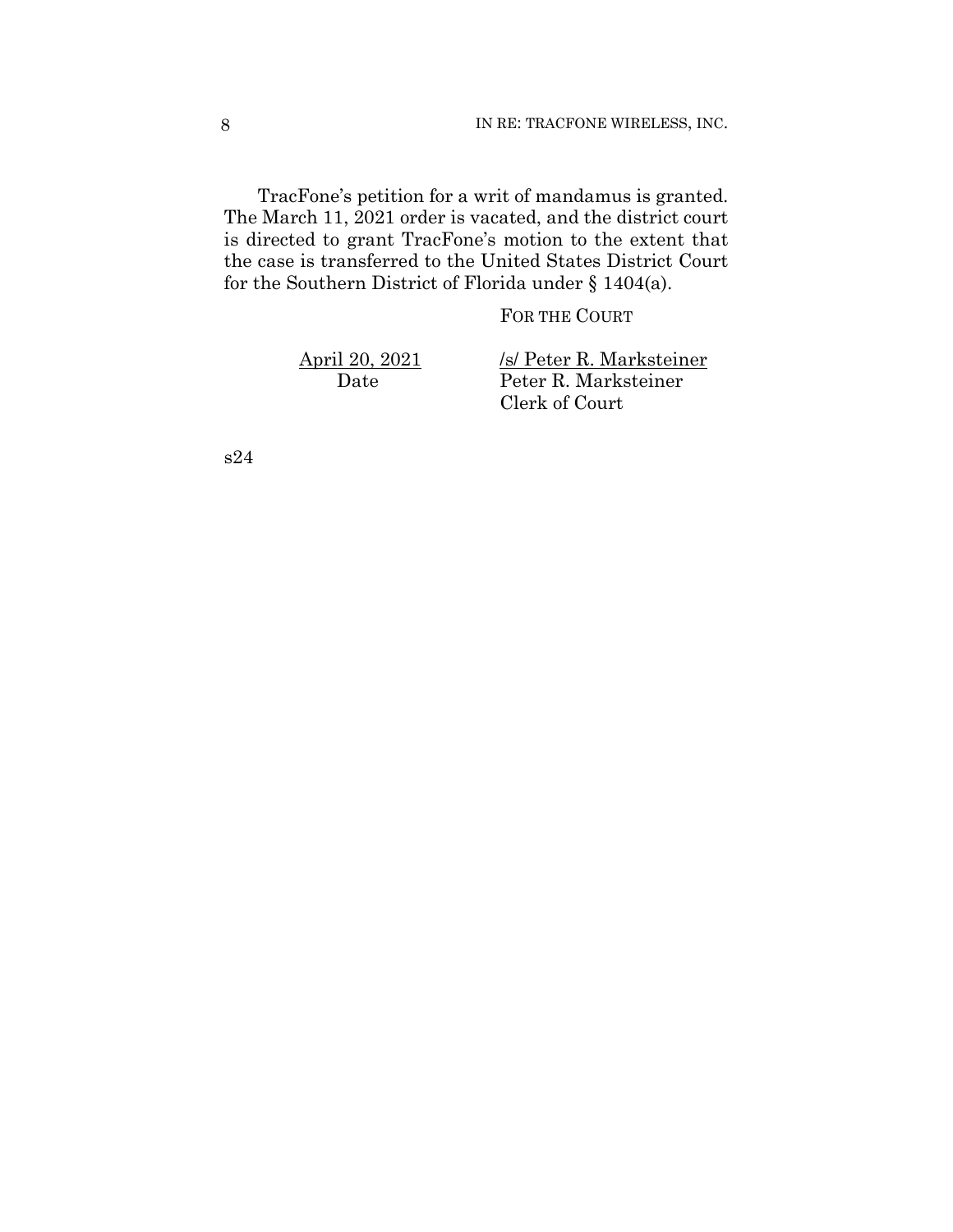TracFone's petition for a writ of mandamus is granted. The March 11, 2021 order is vacated, and the district court is directed to grant TracFone's motion to the extent that the case is transferred to the United States District Court for the Southern District of Florida under § 1404(a).

FOR THE COURT

April 20, 2021
Date

/s/ Peter R. Marksteiner
Peter R. Marksteiner
Clerk of Court

s24